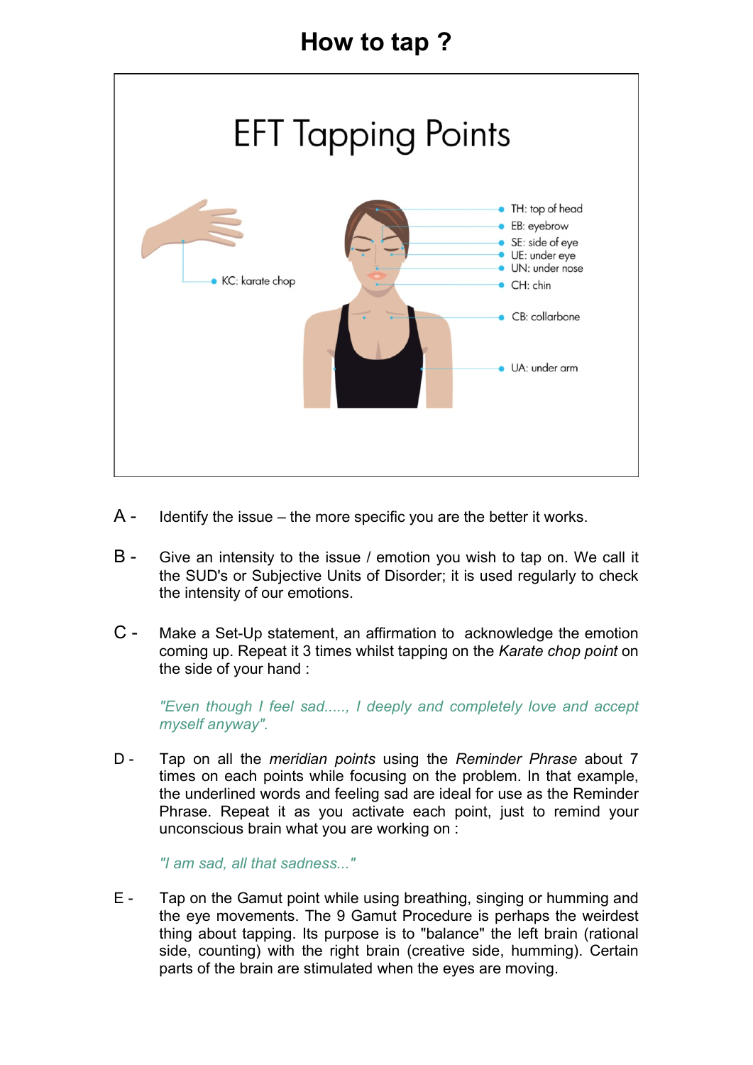# How to tap ?

EFT Tapping Points

KC: karate chop

TH: top of head

EB: eyebrow

SE: side of eye

UE: under eye

UN: under nose

CH: chin

CB: collarbone

UA: under arm

A - Identify the issue – the more specific you are the better it works.

B - Give an intensity to the issue / emotion you wish to tap on. We call it the SUD's or Subjective Units of Disorder; it is used regularly to check the intensity of our emotions.

C - Make a Set-Up statement, an affirmation to acknowledge the emotion coming up. Repeat it 3 times whilst tapping on the *Karate chop point* on the side of your hand :

*"Even though I feel sad....., I deeply and completely love and accept myself anyway".*

D - Tap on all the *meridian points* using the *Reminder Phrase* about 7 times on each points while focusing on the problem. In that example, the underlined words and feeling sad are ideal for use as the Reminder Phrase. Repeat it as you activate each point, just to remind your unconscious brain what you are working on :

*"I am sad, all that sadness..."*

E - Tap on the Gamut point while using breathing, singing or humming and the eye movements. The 9 Gamut Procedure is perhaps the weirdest thing about tapping. Its purpose is to "balance" the left brain (rational side, counting) with the right brain (creative side, humming). Certain parts of the brain are stimulated when the eyes are moving.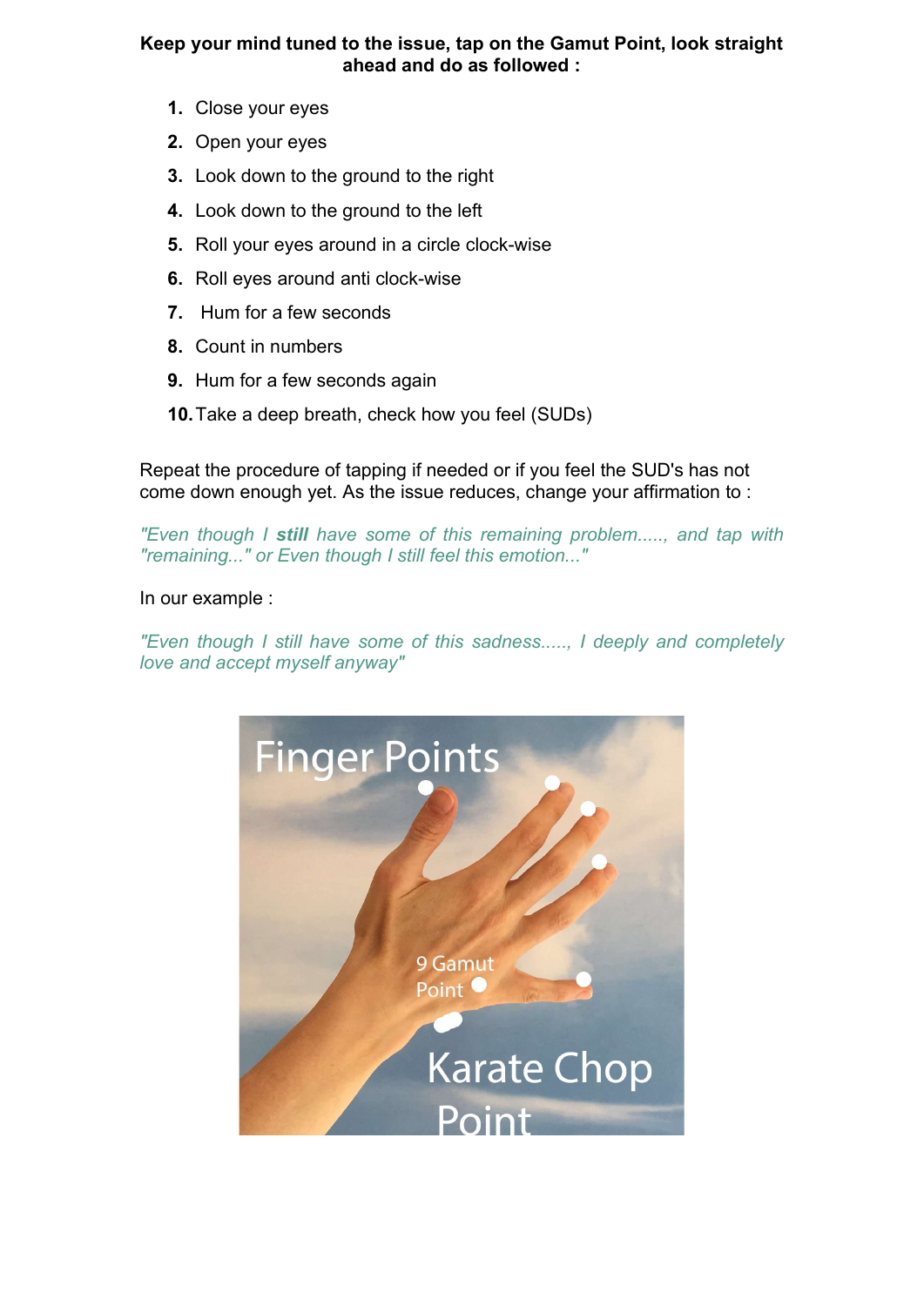**Keep your mind tuned to the issue, tap on the Gamut Point, look straight ahead and do as followed :**

1. Close your eyes
2. Open your eyes
3. Look down to the ground to the right
4. Look down to the ground to the left
5. Roll your eyes around in a circle clock-wise
6. Roll eyes around anti clock-wise
7. Hum for a few seconds
8. Count in numbers
9. Hum for a few seconds again
10. Take a deep breath, check how you feel (SUDs)

Repeat the procedure of tapping if needed or if you feel the SUD's has not come down enough yet. As the issue reduces, change your affirmation to :

*"Even though I **still** have some of this remaining problem....., and tap with "remaining..." or Even though I still feel this emotion..."*

In our example :

*"Even though I still have some of this sadness....., I deeply and completely love and accept myself anyway"*